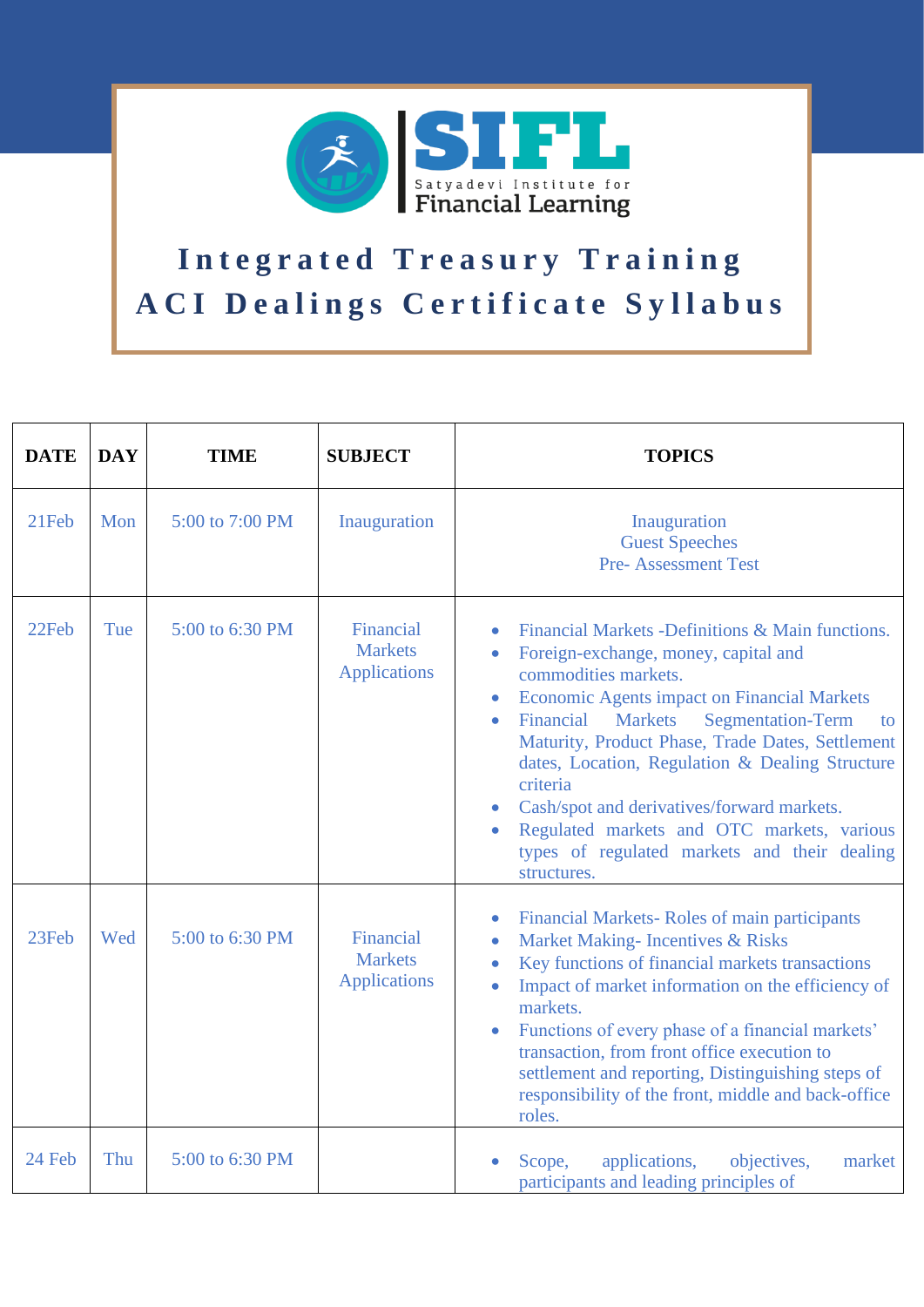SIFL

Satyadevi Institute for Financial Learning

# Integrated Treasury Training
# ACI Dealings Certificate Syllabus

| DATE | DAY | TIME | SUBJECT | TOPICS |
|---|---|---|---|---|
| 21Feb | Mon | 5:00 to 7:00 PM | Inauguration | Inauguration<br>Guest Speeches<br>Pre- Assessment Test |
| 22Feb | Tue | 5:00 to 6:30 PM | Financial Markets Applications | • Financial Markets -Definitions & Main functions.<br>• Foreign-exchange, money, capital and commodities markets.<br>• Economic Agents impact on Financial Markets<br>• Financial Markets Segmentation-Term to Maturity, Product Phase, Trade Dates, Settlement dates, Location, Regulation & Dealing Structure criteria<br>• Cash/spot and derivatives/forward markets.<br>• Regulated markets and OTC markets, various types of regulated markets and their dealing structures. |
| 23Feb | Wed | 5:00 to 6:30 PM | Financial Markets Applications | • Financial Markets- Roles of main participants<br>• Market Making- Incentives & Risks<br>• Key functions of financial markets transactions<br>• Impact of market information on the efficiency of markets.<br>• Functions of every phase of a financial markets' transaction, from front office execution to settlement and reporting, Distinguishing steps of responsibility of the front, middle and back-office roles. |
| 24 Feb | Thu | 5:00 to 6:30 PM | | • Scope, applications, objectives, market participants and leading principles of |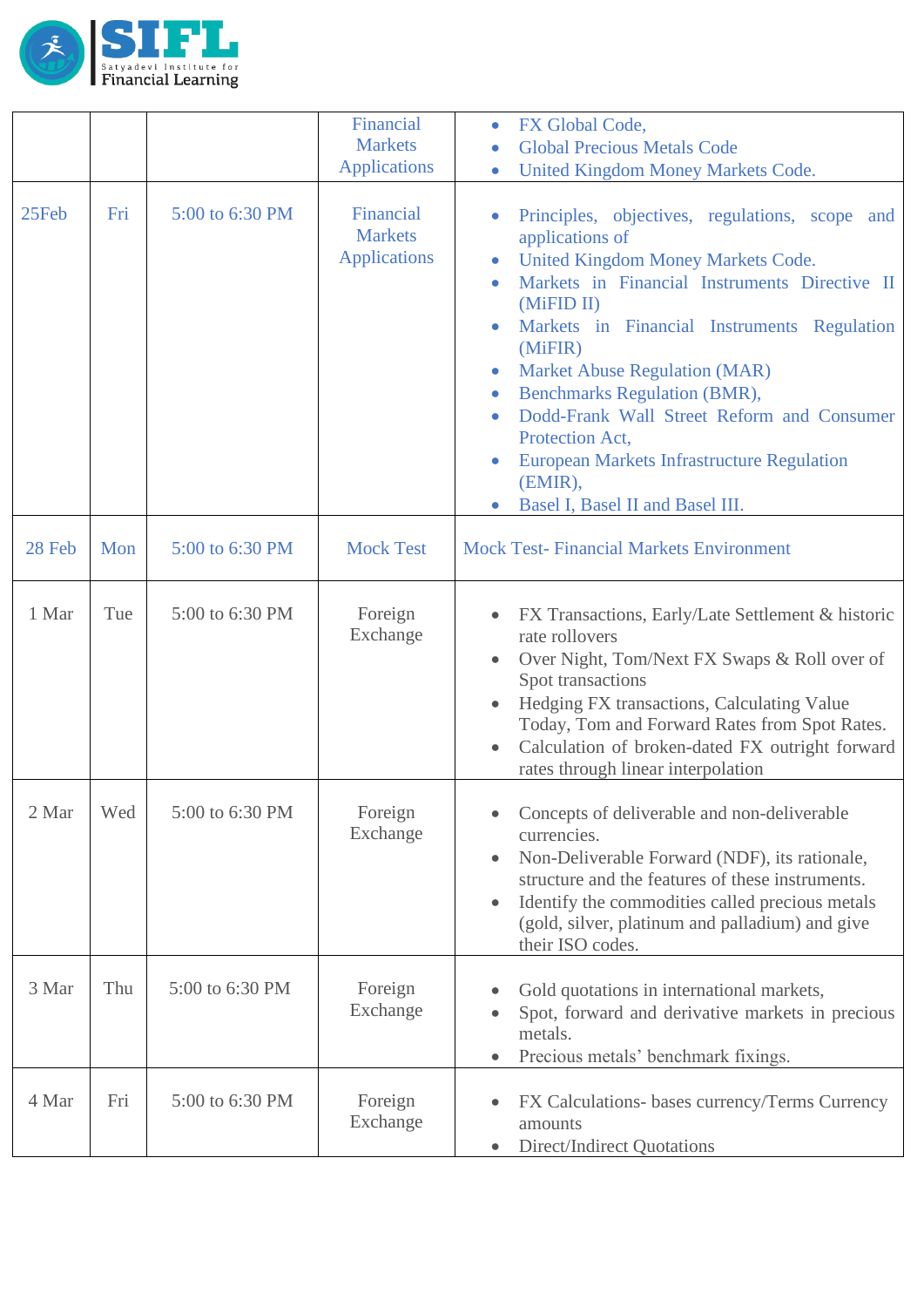| | | | | |
|---|---|---|---|---|
| | | | Financial Markets Applications | • FX Global Code,<br>• Global Precious Metals Code<br>• United Kingdom Money Markets Code. |
| 25Feb | Fri | 5:00 to 6:30 PM | Financial Markets Applications | • Principles, objectives, regulations, scope and applications of<br>• United Kingdom Money Markets Code.<br>• Markets in Financial Instruments Directive II (MiFID II)<br>• Markets in Financial Instruments Regulation (MiFIR)<br>• Market Abuse Regulation (MAR)<br>• Benchmarks Regulation (BMR),<br>• Dodd-Frank Wall Street Reform and Consumer Protection Act,<br>• European Markets Infrastructure Regulation (EMIR),<br>• Basel I, Basel II and Basel III. |
| 28 Feb | Mon | 5:00 to 6:30 PM | Mock Test | Mock Test- Financial Markets Environment |
| 1 Mar | Tue | 5:00 to 6:30 PM | Foreign Exchange | • FX Transactions, Early/Late Settlement & historic rate rollovers<br>• Over Night, Tom/Next FX Swaps & Roll over of Spot transactions<br>• Hedging FX transactions, Calculating Value Today, Tom and Forward Rates from Spot Rates.<br>• Calculation of broken-dated FX outright forward rates through linear interpolation |
| 2 Mar | Wed | 5:00 to 6:30 PM | Foreign Exchange | • Concepts of deliverable and non-deliverable currencies.<br>• Non-Deliverable Forward (NDF), its rationale, structure and the features of these instruments.<br>• Identify the commodities called precious metals (gold, silver, platinum and palladium) and give their ISO codes. |
| 3 Mar | Thu | 5:00 to 6:30 PM | Foreign Exchange | • Gold quotations in international markets,<br>• Spot, forward and derivative markets in precious metals.<br>• Precious metals' benchmark fixings. |
| 4 Mar | Fri | 5:00 to 6:30 PM | Foreign Exchange | • FX Calculations- bases currency/Terms Currency amounts<br>• Direct/Indirect Quotations |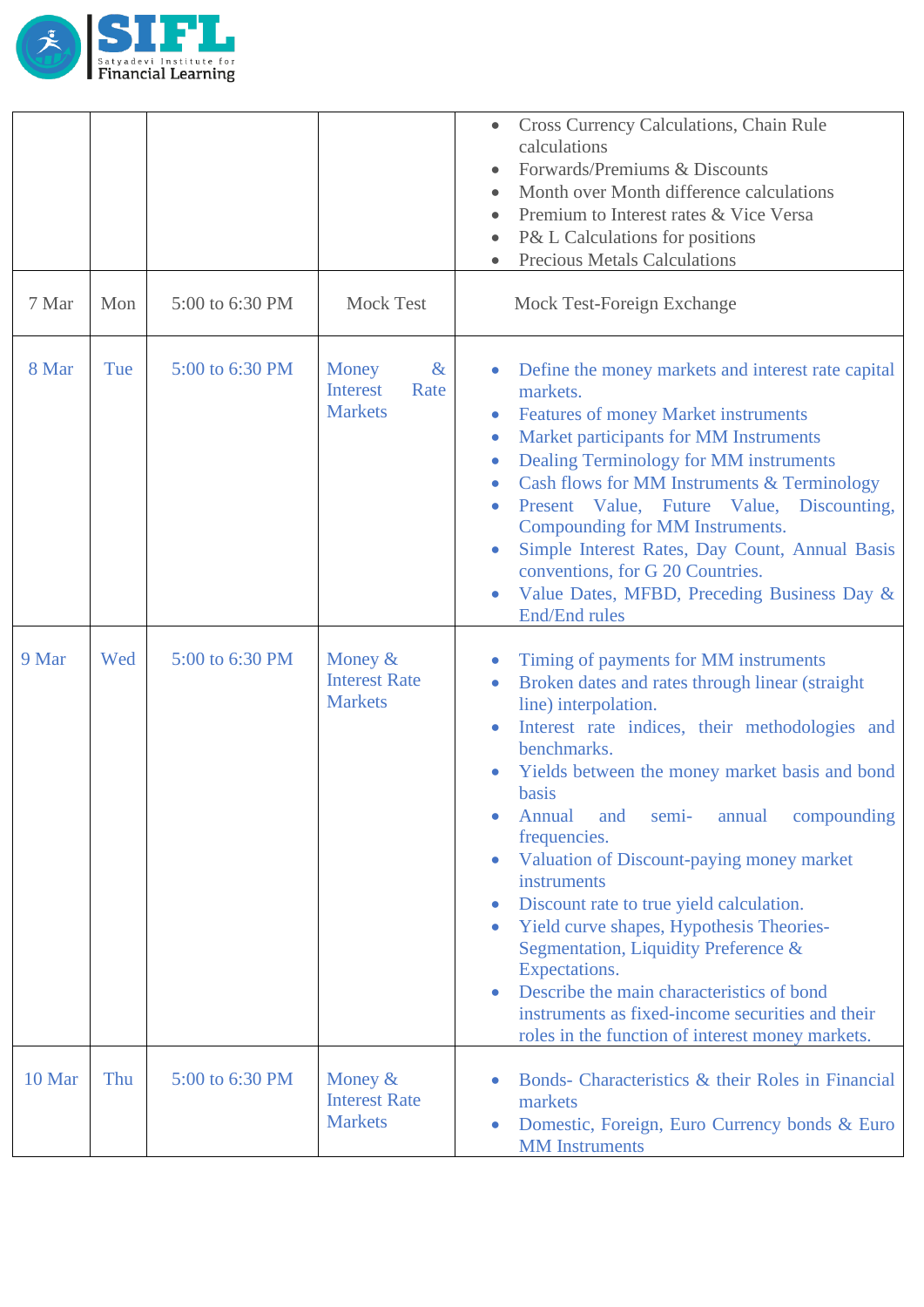| | | | | |
|---|---|---|---|---|
| | | | | • Cross Currency Calculations, Chain Rule calculations<br>• Forwards/Premiums & Discounts<br>• Month over Month difference calculations<br>• Premium to Interest rates & Vice Versa<br>• P& L Calculations for positions<br>• Precious Metals Calculations |
| 7 Mar | Mon | 5:00 to 6:30 PM | Mock Test | Mock Test-Foreign Exchange |
| 8 Mar | Tue | 5:00 to 6:30 PM | Money & Interest Rate Markets | • Define the money markets and interest rate capital markets.<br>• Features of money Market instruments<br>• Market participants for MM Instruments<br>• Dealing Terminology for MM instruments<br>• Cash flows for MM Instruments & Terminology<br>• Present Value, Future Value, Discounting, Compounding for MM Instruments.<br>• Simple Interest Rates, Day Count, Annual Basis conventions, for G 20 Countries.<br>• Value Dates, MFBD, Preceding Business Day & End/End rules |
| 9 Mar | Wed | 5:00 to 6:30 PM | Money & Interest Rate Markets | • Timing of payments for MM instruments<br>• Broken dates and rates through linear (straight line) interpolation.<br>• Interest rate indices, their methodologies and benchmarks.<br>• Yields between the money market basis and bond basis<br>• Annual and semi- annual compounding frequencies.<br>• Valuation of Discount-paying money market instruments<br>• Discount rate to true yield calculation.<br>• Yield curve shapes, Hypothesis Theories- Segmentation, Liquidity Preference & Expectations.<br>• Describe the main characteristics of bond instruments as fixed-income securities and their roles in the function of interest money markets. |
| 10 Mar | Thu | 5:00 to 6:30 PM | Money & Interest Rate Markets | • Bonds- Characteristics & their Roles in Financial markets<br>• Domestic, Foreign, Euro Currency bonds & Euro MM Instruments |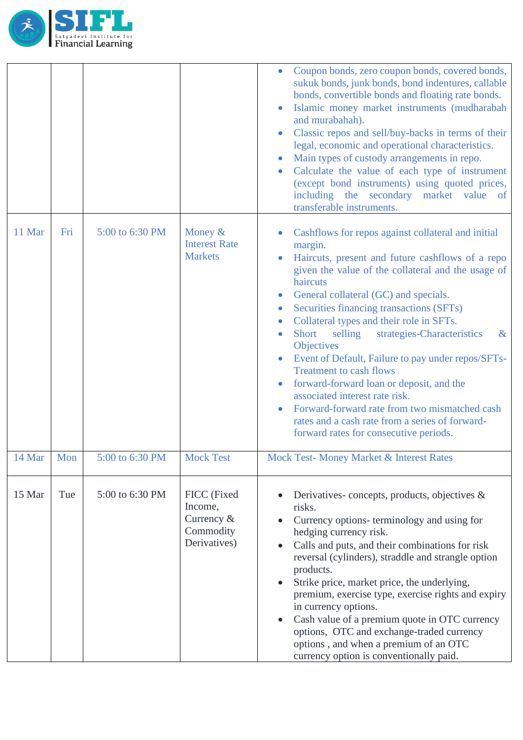| | | | | |
|---|---|---|---|---|
| | | | | <ul><li>Coupon bonds, zero coupon bonds, covered bonds, sukuk bonds, junk bonds, bond indentures, callable bonds, convertible bonds and floating rate bonds.</li><li>Islamic money market instruments (mudharabah and murabahah).</li><li>Classic repos and sell/buy-backs in terms of their legal, economic and operational characteristics.</li><li>Main types of custody arrangements in repo.</li><li>Calculate the value of each type of instrument (except bond instruments) using quoted prices, including the secondary market value of transferable instruments.</li></ul> |
| 11 Mar | Fri | 5:00 to 6:30 PM | Money & Interest Rate Markets | <ul><li>Cashflows for repos against collateral and initial margin.</li><li>Haircuts, present and future cashflows of a repo given the value of the collateral and the usage of haircuts</li><li>General collateral (GC) and specials.</li><li>Securities financing transactions (SFTs)</li><li>Collateral types and their role in SFTs.</li><li>Short selling strategies-Characteristics & Objectives</li><li>Event of Default, Failure to pay under repos/SFTs-Treatment to cash flows</li><li>forward-forward loan or deposit, and the associated interest rate risk.</li><li>Forward-forward rate from two mismatched cash rates and a cash rate from a series of forward-forward rates for consecutive periods.</li></ul> |
| 14 Mar | Mon | 5:00 to 6:30 PM | Mock Test | Mock Test- Money Market & Interest Rates |
| 15 Mar | Tue | 5:00 to 6:30 PM | FICC (Fixed Income, Currency & Commodity Derivatives) | <ul><li>Derivatives- concepts, products, objectives & risks.</li><li>Currency options- terminology and using for hedging currency risk.</li><li>Calls and puts, and their combinations for risk reversal (cylinders), straddle and strangle option products.</li><li>Strike price, market price, the underlying, premium, exercise type, exercise rights and expiry in currency options.</li><li>Cash value of a premium quote in OTC currency options, OTC and exchange-traded currency options , and when a premium of an OTC currency option is conventionally paid.</li></ul> |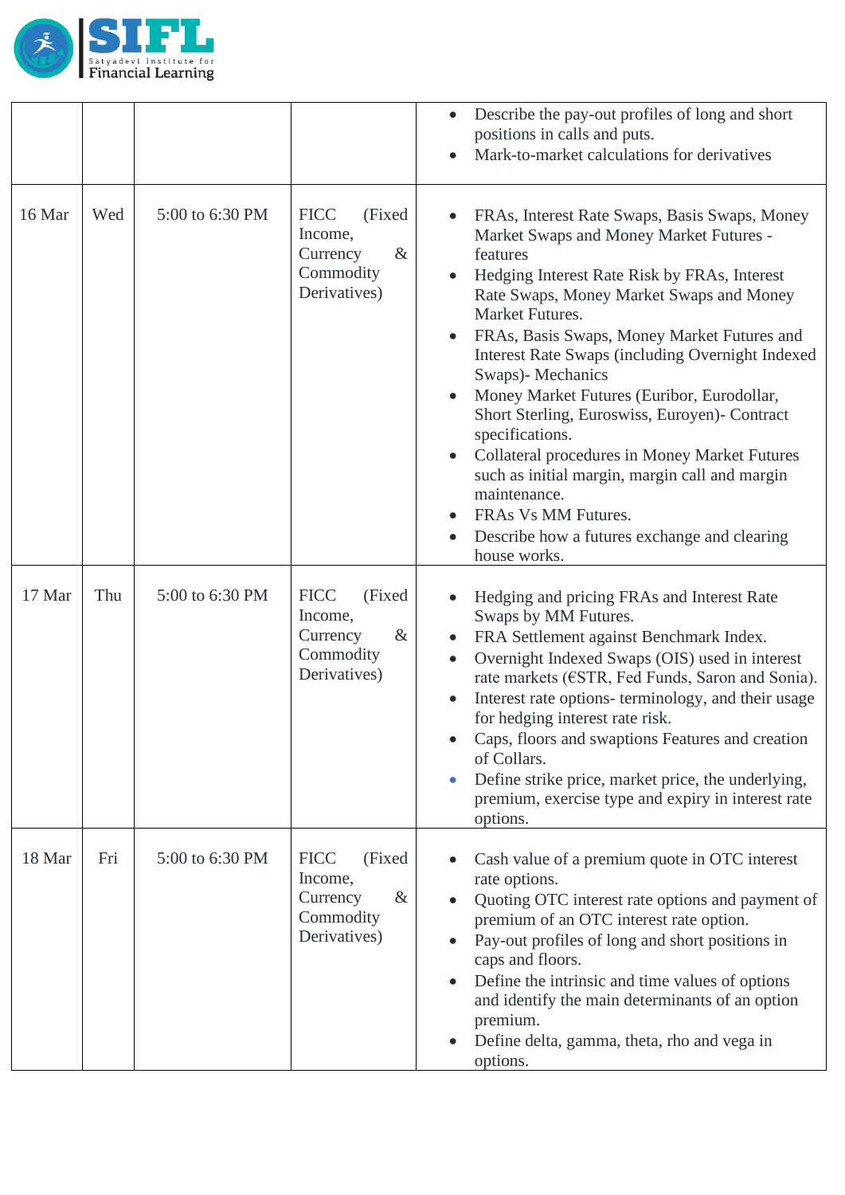| | | | | |
|---|---|---|---|---|
| | | | | • Describe the pay-out profiles of long and short positions in calls and puts.<br>• Mark-to-market calculations for derivatives |
| 16 Mar | Wed | 5:00 to 6:30 PM | FICC (Fixed Income, Currency & Commodity Derivatives) | • FRAs, Interest Rate Swaps, Basis Swaps, Money Market Swaps and Money Market Futures - features<br>• Hedging Interest Rate Risk by FRAs, Interest Rate Swaps, Money Market Swaps and Money Market Futures.<br>• FRAs, Basis Swaps, Money Market Futures and Interest Rate Swaps (including Overnight Indexed Swaps)- Mechanics<br>• Money Market Futures (Euribor, Eurodollar, Short Sterling, Euroswiss, Euroyen)- Contract specifications.<br>• Collateral procedures in Money Market Futures such as initial margin, margin call and margin maintenance.<br>• FRAs Vs MM Futures.<br>• Describe how a futures exchange and clearing house works. |
| 17 Mar | Thu | 5:00 to 6:30 PM | FICC (Fixed Income, Currency & Commodity Derivatives) | • Hedging and pricing FRAs and Interest Rate Swaps by MM Futures.<br>• FRA Settlement against Benchmark Index.<br>• Overnight Indexed Swaps (OIS) used in interest rate markets (€STR, Fed Funds, Saron and Sonia).<br>• Interest rate options- terminology, and their usage for hedging interest rate risk.<br>• Caps, floors and swaptions Features and creation of Collars.<br>• Define strike price, market price, the underlying, premium, exercise type and expiry in interest rate options. |
| 18 Mar | Fri | 5:00 to 6:30 PM | FICC (Fixed Income, Currency & Commodity Derivatives) | • Cash value of a premium quote in OTC interest rate options.<br>• Quoting OTC interest rate options and payment of premium of an OTC interest rate option.<br>• Pay-out profiles of long and short positions in caps and floors.<br>• Define the intrinsic and time values of options and identify the main determinants of an option premium.<br>• Define delta, gamma, theta, rho and vega in options. |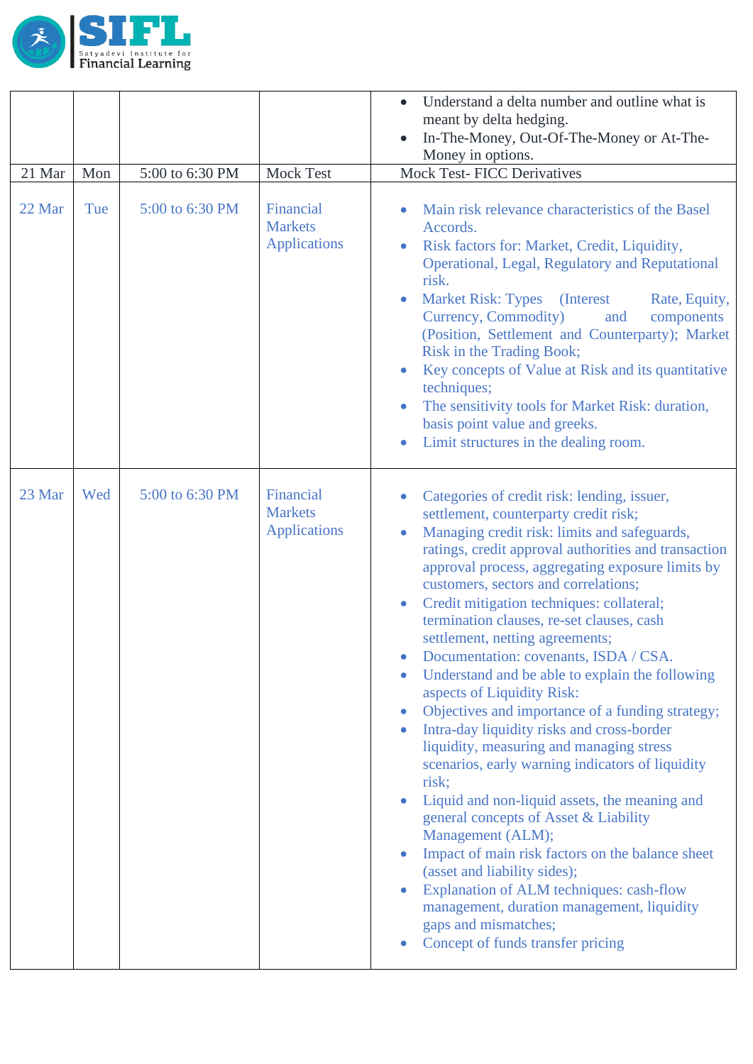| | | | | |
|---|---|---|---|---|
| | | | | <ul><li>Understand a delta number and outline what is meant by delta hedging.</li><li>In-The-Money, Out-Of-The-Money or At-The-Money in options.</li></ul> |
| 21 Mar | Mon | 5:00 to 6:30 PM | Mock Test | Mock Test- FICC Derivatives |
| 22 Mar | Tue | 5:00 to 6:30 PM | Financial Markets Applications | <ul><li>Main risk relevance characteristics of the Basel Accords.</li><li>Risk factors for: Market, Credit, Liquidity, Operational, Legal, Regulatory and Reputational risk.</li><li>Market Risk: Types (Interest Rate, Equity, Currency, Commodity) and components (Position, Settlement and Counterparty); Market Risk in the Trading Book;</li><li>Key concepts of Value at Risk and its quantitative techniques;</li><li>The sensitivity tools for Market Risk: duration, basis point value and greeks.</li><li>Limit structures in the dealing room.</li></ul> |
| 23 Mar | Wed | 5:00 to 6:30 PM | Financial Markets Applications | <ul><li>Categories of credit risk: lending, issuer, settlement, counterparty credit risk;</li><li>Managing credit risk: limits and safeguards, ratings, credit approval authorities and transaction approval process, aggregating exposure limits by customers, sectors and correlations;</li><li>Credit mitigation techniques: collateral; termination clauses, re-set clauses, cash settlement, netting agreements;</li><li>Documentation: covenants, ISDA / CSA.</li><li>Understand and be able to explain the following aspects of Liquidity Risk:</li><li>Objectives and importance of a funding strategy;</li><li>Intra-day liquidity risks and cross-border liquidity, measuring and managing stress scenarios, early warning indicators of liquidity risk;</li><li>Liquid and non-liquid assets, the meaning and general concepts of Asset & Liability Management (ALM);</li><li>Impact of main risk factors on the balance sheet (asset and liability sides);</li><li>Explanation of ALM techniques: cash-flow management, duration management, liquidity gaps and mismatches;</li><li>Concept of funds transfer pricing</li></ul> |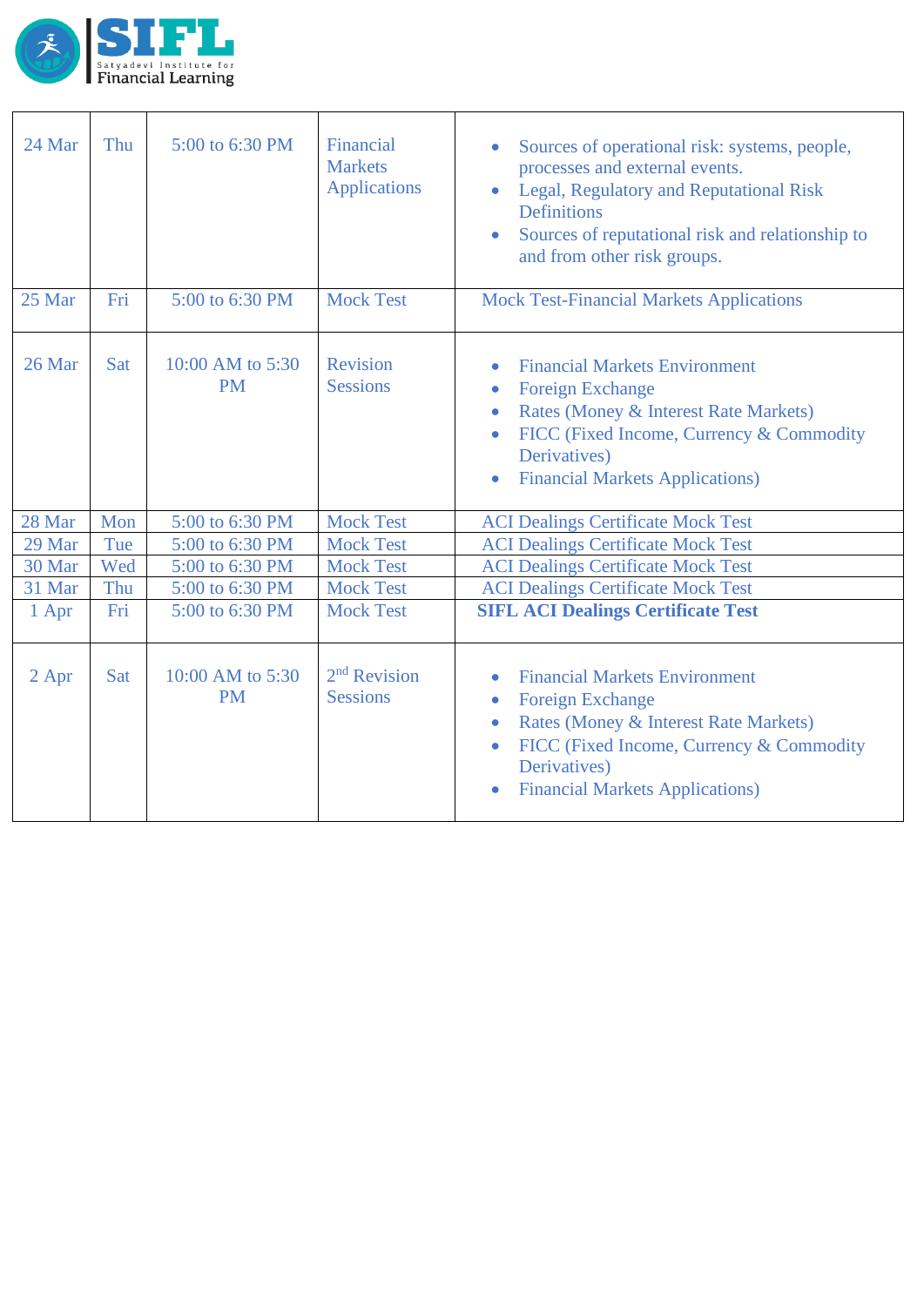| | | | | |
|---|---|---|---|---|
| 24 Mar | Thu | 5:00 to 6:30 PM | Financial Markets Applications | • Sources of operational risk: systems, people, processes and external events.<br>• Legal, Regulatory and Reputational Risk Definitions<br>• Sources of reputational risk and relationship to and from other risk groups. |
| 25 Mar | Fri | 5:00 to 6:30 PM | Mock Test | Mock Test-Financial Markets Applications |
| 26 Mar | Sat | 10:00 AM to 5:30 PM | Revision Sessions | • Financial Markets Environment<br>• Foreign Exchange<br>• Rates (Money & Interest Rate Markets)<br>• FICC (Fixed Income, Currency & Commodity Derivatives)<br>• Financial Markets Applications) |
| 28 Mar | Mon | 5:00 to 6:30 PM | Mock Test | ACI Dealings Certificate Mock Test |
| 29 Mar | Tue | 5:00 to 6:30 PM | Mock Test | ACI Dealings Certificate Mock Test |
| 30 Mar | Wed | 5:00 to 6:30 PM | Mock Test | ACI Dealings Certificate Mock Test |
| 31 Mar | Thu | 5:00 to 6:30 PM | Mock Test | ACI Dealings Certificate Mock Test |
| 1 Apr | Fri | 5:00 to 6:30 PM | Mock Test | **SIFL ACI Dealings Certificate Test** |
| 2 Apr | Sat | 10:00 AM to 5:30 PM | 2nd Revision Sessions | • Financial Markets Environment<br>• Foreign Exchange<br>• Rates (Money & Interest Rate Markets)<br>• FICC (Fixed Income, Currency & Commodity Derivatives)<br>• Financial Markets Applications) |